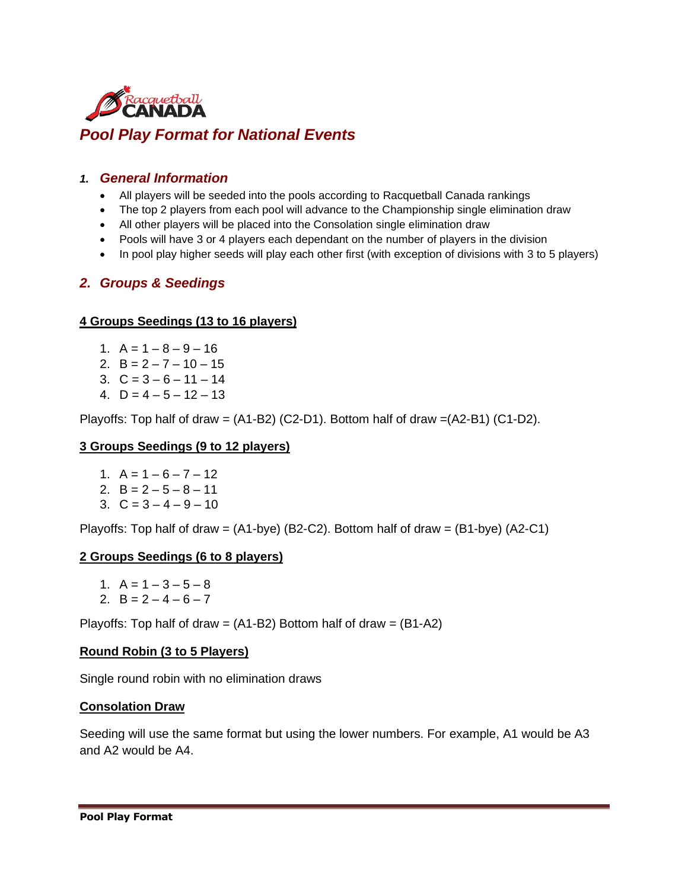# Pool Play Format for National Events

## 1. General Information

- All players will be seeded into the pools according to Racquetball Canada rankings
- The top 2 players from each pool will advance to the Championship single elimination draw
- All other players will be placed into the Consolation single elimination draw
- Pools will have 3 or 4 players each dependant on the number of players in the division
- In pool play higher seeds will play each other first (with exception of divisions with 3 to 5 players)

## 2. Groups & Seedings

**4 Groups Seedings (13 to 16 players)**

1. A = 1 – 8 – 9 – 16
2. B = 2 – 7 – 10 – 15
3. C = 3 – 6 – 11 – 14
4. D = 4 – 5 – 12 – 13

Playoffs: Top half of draw = (A1-B2) (C2-D1). Bottom half of draw =(A2-B1) (C1-D2).

**3 Groups Seedings (9 to 12 players)**

1. A = 1 – 6 – 7 – 12
2. B = 2 – 5 – 8 – 11
3. C = 3 – 4 – 9 – 10

Playoffs: Top half of draw = (A1-bye) (B2-C2). Bottom half of draw = (B1-bye) (A2-C1)

**2 Groups Seedings (6 to 8 players)**

1. A = 1 – 3 – 5 – 8
2. B = 2 – 4 – 6 – 7

Playoffs: Top half of draw = (A1-B2) Bottom half of draw = (B1-A2)

**Round Robin (3 to 5 Players)**

Single round robin with no elimination draws

**Consolation Draw**

Seeding will use the same format but using the lower numbers. For example, A1 would be A3 and A2 would be A4.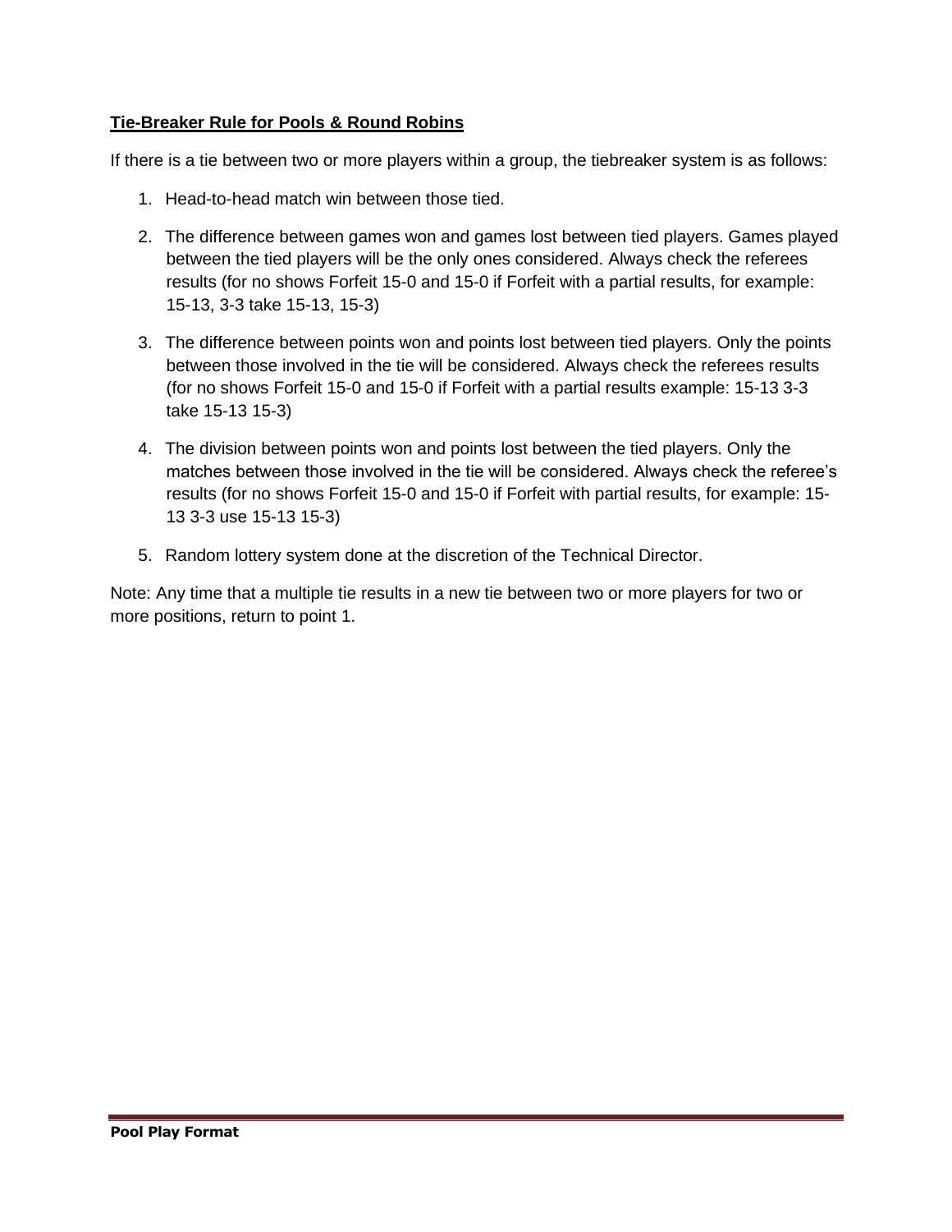**Tie-Breaker Rule for Pools & Round Robins**

If there is a tie between two or more players within a group, the tiebreaker system is as follows:

1. Head-to-head match win between those tied.
2. The difference between games won and games lost between tied players. Games played between the tied players will be the only ones considered. Always check the referees results (for no shows Forfeit 15-0 and 15-0 if Forfeit with a partial results, for example: 15-13, 3-3 take 15-13, 15-3)
3. The difference between points won and points lost between tied players. Only the points between those involved in the tie will be considered. Always check the referees results (for no shows Forfeit 15-0 and 15-0 if Forfeit with a partial results example: 15-13 3-3 take 15-13 15-3)
4. The division between points won and points lost between the tied players. Only the matches between those involved in the tie will be considered. Always check the referee's results (for no shows Forfeit 15-0 and 15-0 if Forfeit with partial results, for example: 15-13 3-3 use 15-13 15-3)
5. Random lottery system done at the discretion of the Technical Director.

Note: Any time that a multiple tie results in a new tie between two or more players for two or more positions, return to point 1.